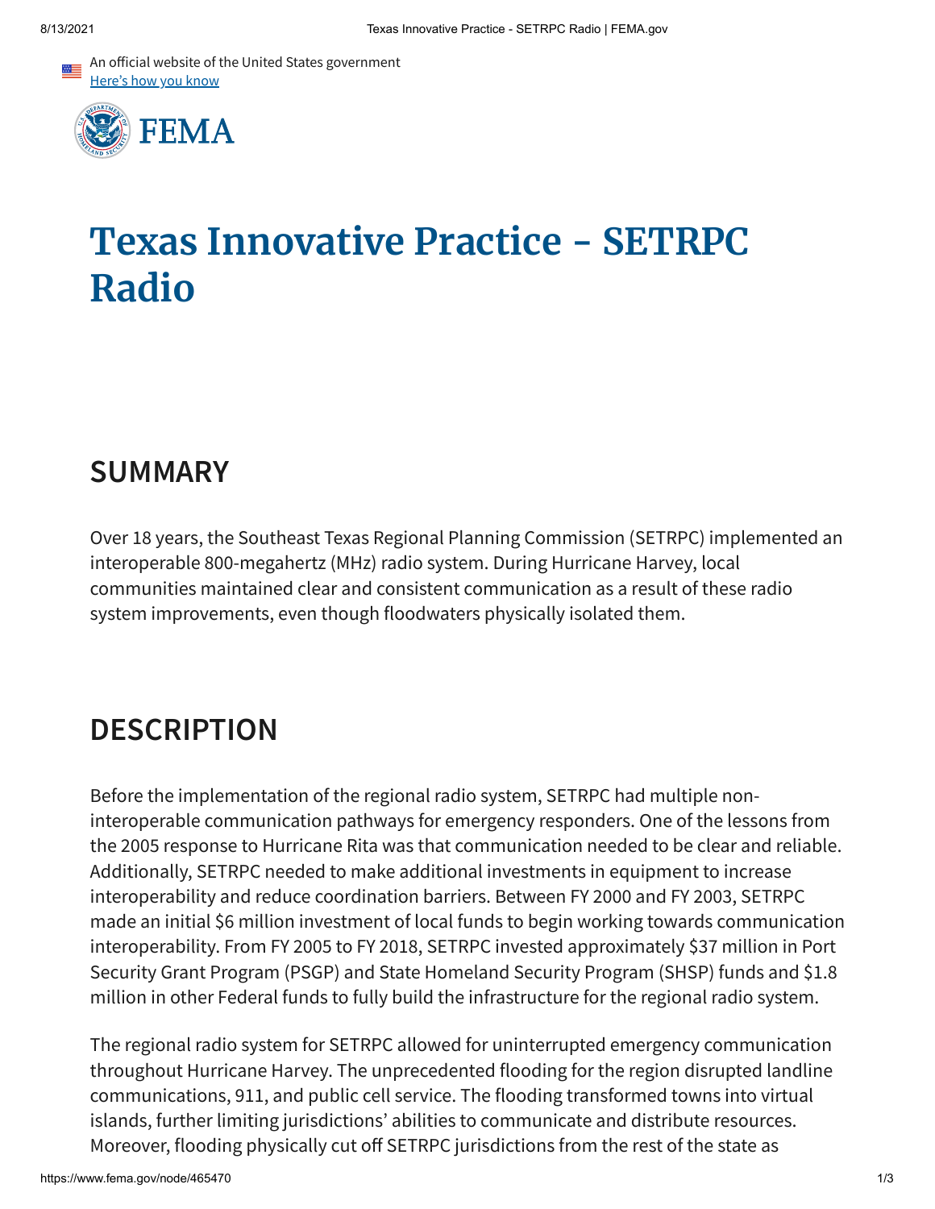# Texas Innovative Practice - SETRPC Radio

## SUMMARY

Over 18 years, the Southeast Texas Regional Planning Commission (SETRPC) implemented an interoperable 800-megahertz (MHz) radio system. During Hurricane Harvey, local communities maintained clear and consistent communication as a result of these radio system improvements, even though floodwaters physically isolated them.

## DESCRIPTION

Before the implementation of the regional radio system, SETRPC had multiple non-interoperable communication pathways for emergency responders. One of the lessons from the 2005 response to Hurricane Rita was that communication needed to be clear and reliable. Additionally, SETRPC needed to make additional investments in equipment to increase interoperability and reduce coordination barriers. Between FY 2000 and FY 2003, SETRPC made an initial $6 million investment of local funds to begin working towards communication interoperability. From FY 2005 to FY 2018, SETRPC invested approximately $37 million in Port Security Grant Program (PSGP) and State Homeland Security Program (SHSP) funds and $1.8 million in other Federal funds to fully build the infrastructure for the regional radio system.

The regional radio system for SETRPC allowed for uninterrupted emergency communication throughout Hurricane Harvey. The unprecedented flooding for the region disrupted landline communications, 911, and public cell service. The flooding transformed towns into virtual islands, further limiting jurisdictions' abilities to communicate and distribute resources. Moreover, flooding physically cut off SETRPC jurisdictions from the rest of the state as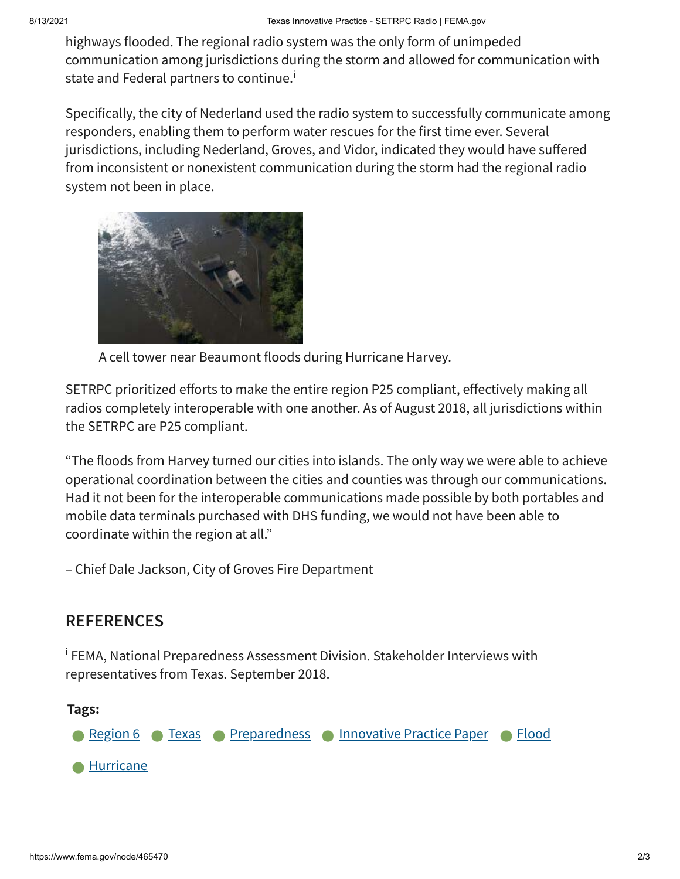highways flooded. The regional radio system was the only form of unimpeded communication among jurisdictions during the storm and allowed for communication with state and Federal partners to continue.[i]

Specifically, the city of Nederland used the radio system to successfully communicate among responders, enabling them to perform water rescues for the first time ever. Several jurisdictions, including Nederland, Groves, and Vidor, indicated they would have suffered from inconsistent or nonexistent communication during the storm had the regional radio system not been in place.

A cell tower near Beaumont floods during Hurricane Harvey.

SETRPC prioritized efforts to make the entire region P25 compliant, effectively making all radios completely interoperable with one another. As of August 2018, all jurisdictions within the SETRPC are P25 compliant.

"The floods from Harvey turned our cities into islands. The only way we were able to achieve operational coordination between the cities and counties was through our communications. Had it not been for the interoperable communications made possible by both portables and mobile data terminals purchased with DHS funding, we would not have been able to coordinate within the region at all."

– Chief Dale Jackson, City of Groves Fire Department

## REFERENCES

[i] FEMA, National Preparedness Assessment Division. Stakeholder Interviews with representatives from Texas. September 2018.

**Tags:**

- Region 6
- Texas
- Preparedness
- Innovative Practice Paper
- Flood
- Hurricane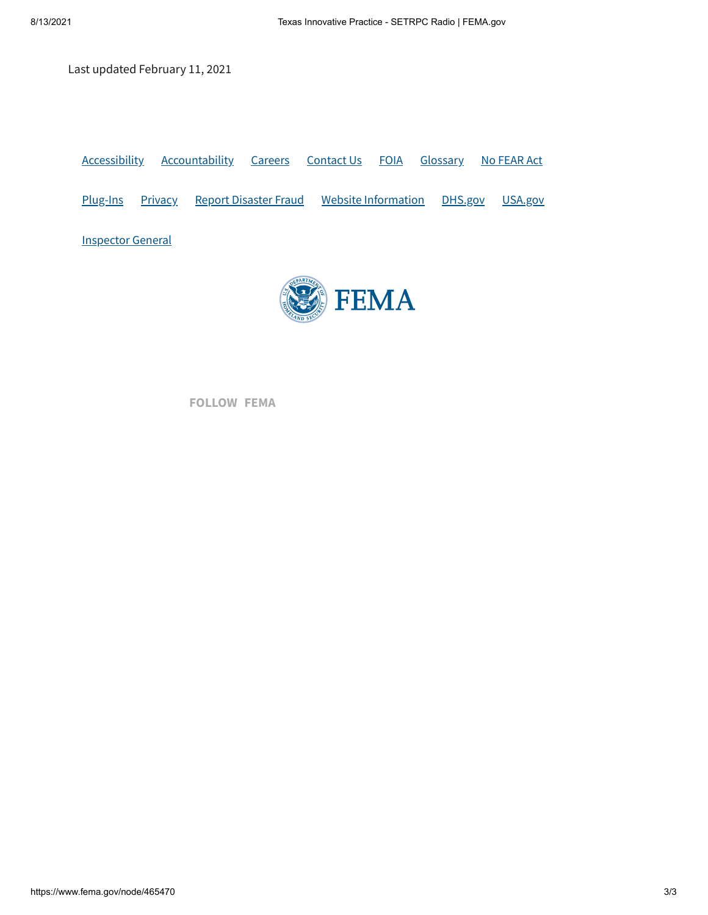Last updated February 11, 2021

Accessibility Accountability Careers Contact Us FOIA Glossary No FEAR Act

Plug-Ins Privacy Report Disaster Fraud Website Information DHS.gov USA.gov

Inspector General

FEMA

FOLLOW FEMA